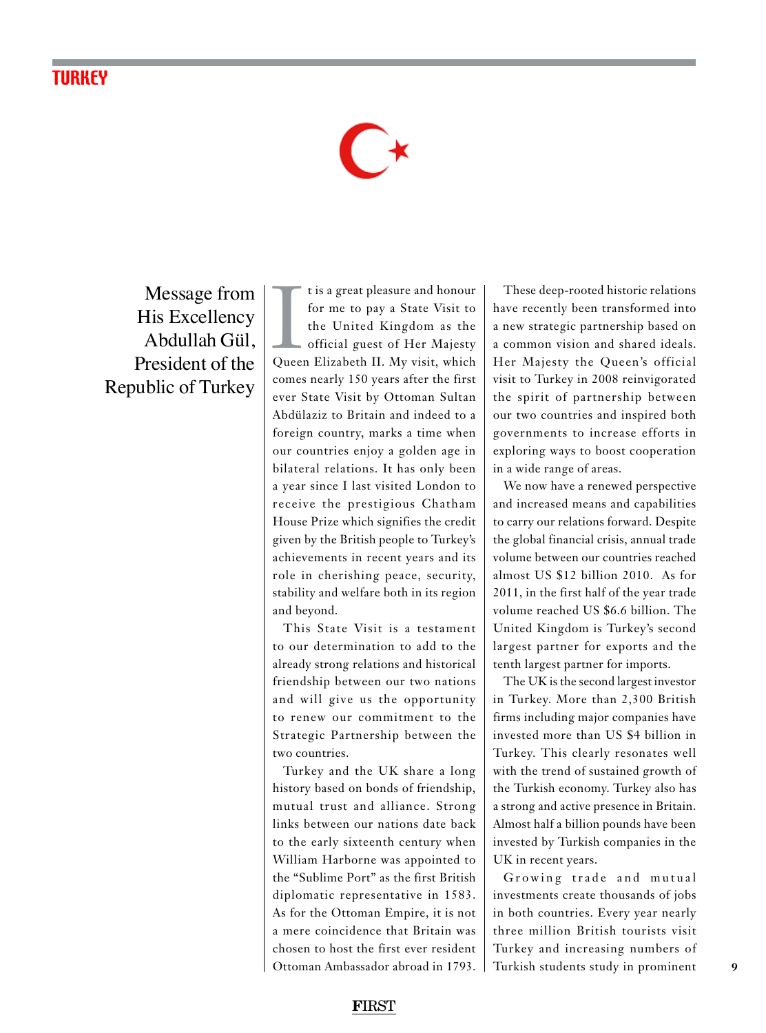# Message from His Excellency Abdullah Gül, President of the Republic of Turkey

It is a great pleasure and honour for me to pay a State Visit to the United Kingdom as the official guest of Her Majesty Queen Elizabeth II. My visit, which comes nearly 150 years after the first ever State Visit by Ottoman Sultan Abdülaziz to Britain and indeed to a foreign country, marks a time when our countries enjoy a golden age in bilateral relations. It has only been a year since I last visited London to receive the prestigious Chatham House Prize which signifies the credit given by the British people to Turkey's achievements in recent years and its role in cherishing peace, security, stability and welfare both in its region and beyond.

This State Visit is a testament to our determination to add to the already strong relations and historical friendship between our two nations and will give us the opportunity to renew our commitment to the Strategic Partnership between the two countries.

Turkey and the UK share a long history based on bonds of friendship, mutual trust and alliance. Strong links between our nations date back to the early sixteenth century when William Harborne was appointed to the "Sublime Port" as the first British diplomatic representative in 1583. As for the Ottoman Empire, it is not a mere coincidence that Britain was chosen to host the first ever resident Ottoman Ambassador abroad in 1793.

These deep-rooted historic relations have recently been transformed into a new strategic partnership based on a common vision and shared ideals. Her Majesty the Queen's official visit to Turkey in 2008 reinvigorated the spirit of partnership between our two countries and inspired both governments to increase efforts in exploring ways to boost cooperation in a wide range of areas.

We now have a renewed perspective and increased means and capabilities to carry our relations forward. Despite the global financial crisis, annual trade volume between our countries reached almost US $12 billion 2010. As for 2011, in the first half of the year trade volume reached US $6.6 billion. The United Kingdom is Turkey's second largest partner for exports and the tenth largest partner for imports.

The UK is the second largest investor in Turkey. More than 2,300 British firms including major companies have invested more than US $4 billion in Turkey. This clearly resonates well with the trend of sustained growth of the Turkish economy. Turkey also has a strong and active presence in Britain. Almost half a billion pounds have been invested by Turkish companies in the UK in recent years.

Growing trade and mutual investments create thousands of jobs in both countries. Every year nearly three million British tourists visit Turkey and increasing numbers of Turkish students study in prominent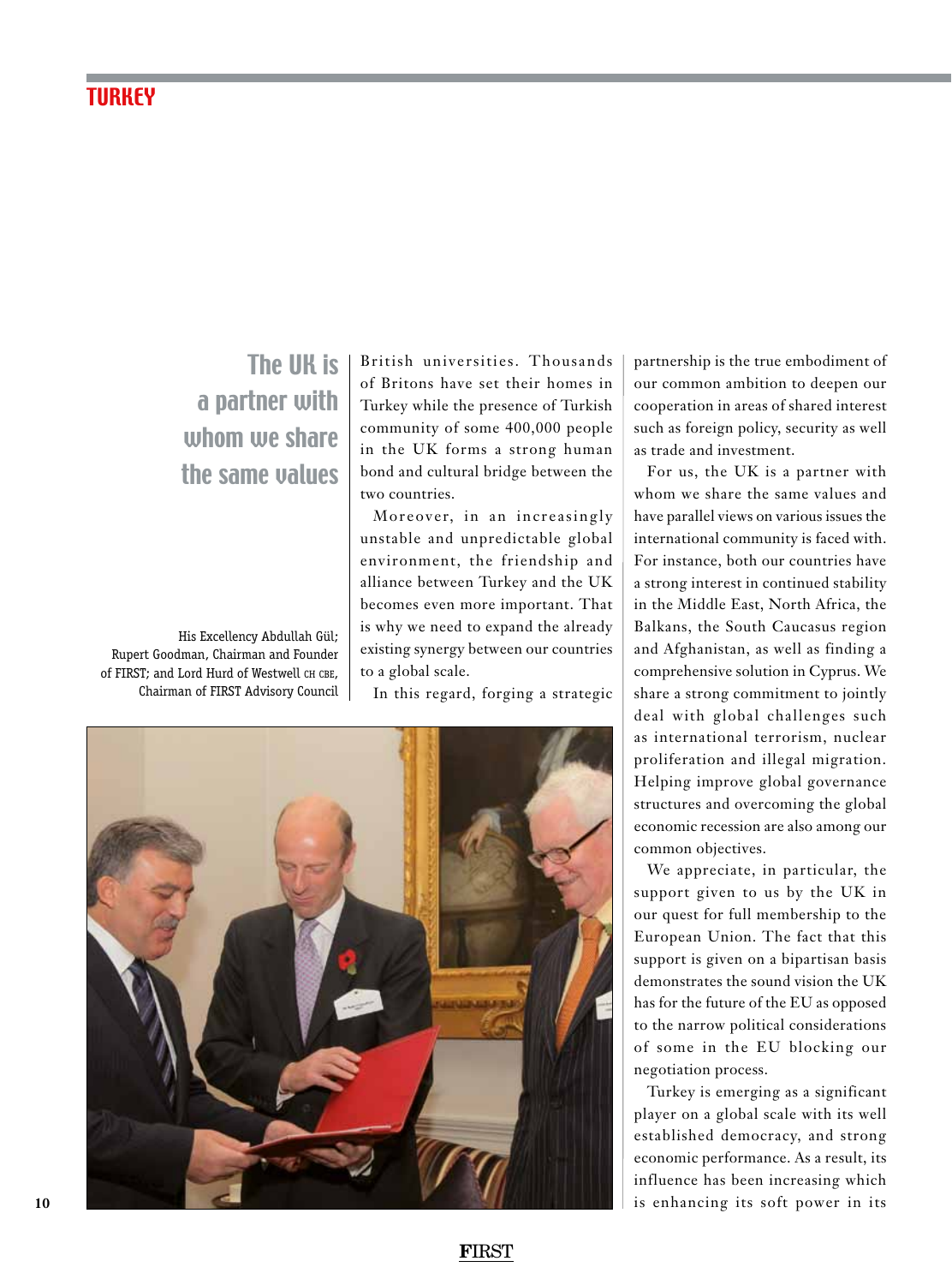## The UK is a partner with whom we share the same values

His Excellency Abdullah Gül; Rupert Goodman, Chairman and Founder of FIRST; and Lord Hurd of Westwell CH CBE, Chairman of FIRST Advisory Council

British universities. Thousands of Britons have set their homes in Turkey while the presence of Turkish community of some 400,000 people in the UK forms a strong human bond and cultural bridge between the two countries.

Moreover, in an increasingly unstable and unpredictable global environment, the friendship and alliance between Turkey and the UK becomes even more important. That is why we need to expand the already existing synergy between our countries to a global scale.

In this regard, forging a strategic partnership is the true embodiment of our common ambition to deepen our cooperation in areas of shared interest such as foreign policy, security as well as trade and investment.

For us, the UK is a partner with whom we share the same values and have parallel views on various issues the international community is faced with. For instance, both our countries have a strong interest in continued stability in the Middle East, North Africa, the Balkans, the South Caucasus region and Afghanistan, as well as finding a comprehensive solution in Cyprus. We share a strong commitment to jointly deal with global challenges such as international terrorism, nuclear proliferation and illegal migration. Helping improve global governance structures and overcoming the global economic recession are also among our common objectives.

We appreciate, in particular, the support given to us by the UK in our quest for full membership to the European Union. The fact that this support is given on a bipartisan basis demonstrates the sound vision the UK has for the future of the EU as opposed to the narrow political considerations of some in the EU blocking our negotiation process.

Turkey is emerging as a significant player on a global scale with its well established democracy, and strong economic performance. As a result, its influence has been increasing which is enhancing its soft power in its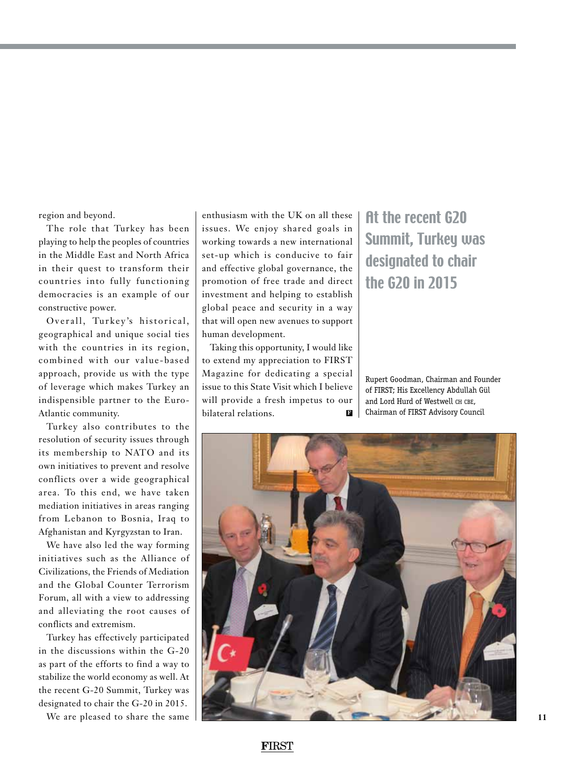region and beyond.

The role that Turkey has been playing to help the peoples of countries in the Middle East and North Africa in their quest to transform their countries into fully functioning democracies is an example of our constructive power.

Overall, Turkey's historical, geographical and unique social ties with the countries in its region, combined with our value-based approach, provide us with the type of leverage which makes Turkey an indispensible partner to the Euro-Atlantic community.

Turkey also contributes to the resolution of security issues through its membership to NATO and its own initiatives to prevent and resolve conflicts over a wide geographical area. To this end, we have taken mediation initiatives in areas ranging from Lebanon to Bosnia, Iraq to Afghanistan and Kyrgyzstan to Iran.

We have also led the way forming initiatives such as the Alliance of Civilizations, the Friends of Mediation and the Global Counter Terrorism Forum, all with a view to addressing and alleviating the root causes of conflicts and extremism.

Turkey has effectively participated in the discussions within the G-20 as part of the efforts to find a way to stabilize the world economy as well. At the recent G-20 Summit, Turkey was designated to chair the G-20 in 2015.

We are pleased to share the same enthusiasm with the UK on all these issues. We enjoy shared goals in working towards a new international set-up which is conducive to fair and effective global governance, the promotion of free trade and direct investment and helping to establish global peace and security in a way that will open new avenues to support human development.

Taking this opportunity, I would like to extend my appreciation to FIRST Magazine for dedicating a special issue to this State Visit which I believe will provide a fresh impetus to our bilateral relations.

## At the recent G20 Summit, Turkey was designated to chair the G20 in 2015

Rupert Goodman, Chairman and Founder of FIRST; His Excellency Abdullah Gül and Lord Hurd of Westwell CH CBE, Chairman of FIRST Advisory Council